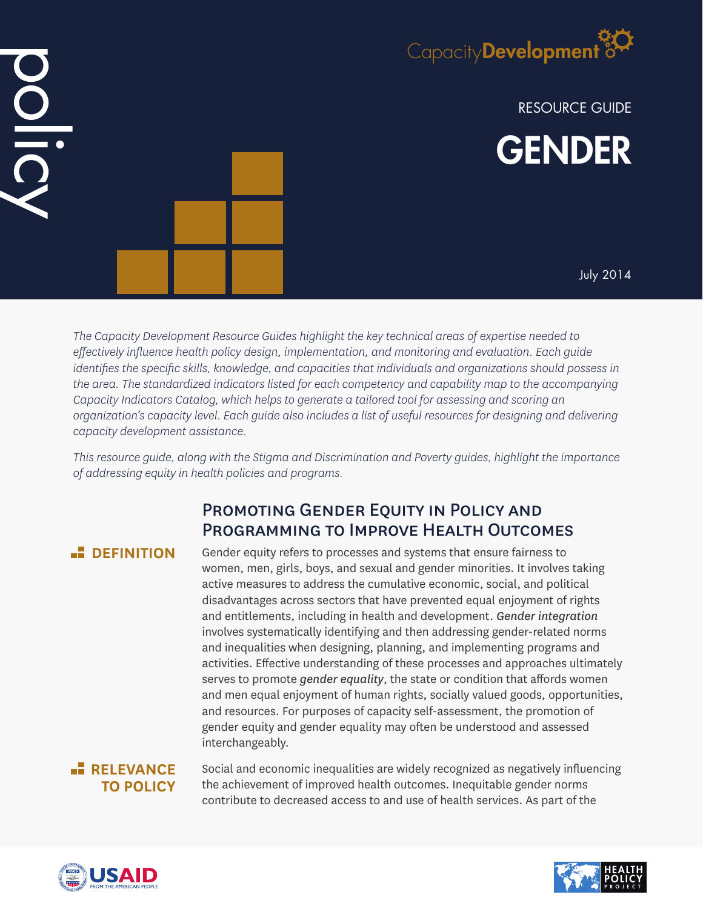policy

CapacityDevelopment

RESOURCE GUIDE

# GENDER

July 2014

*The Capacity Development Resource Guides highlight the key technical areas of expertise needed to effectively influence health policy design, implementation, and monitoring and evaluation. Each guide identifies the specific skills, knowledge, and capacities that individuals and organizations should possess in the area. The standardized indicators listed for each competency and capability map to the accompanying Capacity Indicators Catalog, which helps to generate a tailored tool for assessing and scoring an organization's capacity level. Each guide also includes a list of useful resources for designing and delivering capacity development assistance.*

*This resource guide, along with the Stigma and Discrimination and Poverty guides, highlight the importance of addressing equity in health policies and programs.*

## Promoting Gender Equity in Policy and Programming to Improve Health Outcomes

### DEFINITION

Gender equity refers to processes and systems that ensure fairness to women, men, girls, boys, and sexual and gender minorities. It involves taking active measures to address the cumulative economic, social, and political disadvantages across sectors that have prevented equal enjoyment of rights and entitlements, including in health and development. *Gender integration* involves systematically identifying and then addressing gender-related norms and inequalities when designing, planning, and implementing programs and activities. Effective understanding of these processes and approaches ultimately serves to promote *gender equality*, the state or condition that affords women and men equal enjoyment of human rights, socially valued goods, opportunities, and resources. For purposes of capacity self-assessment, the promotion of gender equity and gender equality may often be understood and assessed interchangeably.

### RELEVANCE TO POLICY

Social and economic inequalities are widely recognized as negatively influencing the achievement of improved health outcomes. Inequitable gender norms contribute to decreased access to and use of health services. As part of the

USAID FROM THE AMERICAN PEOPLE

HEALTH POLICY PROJECT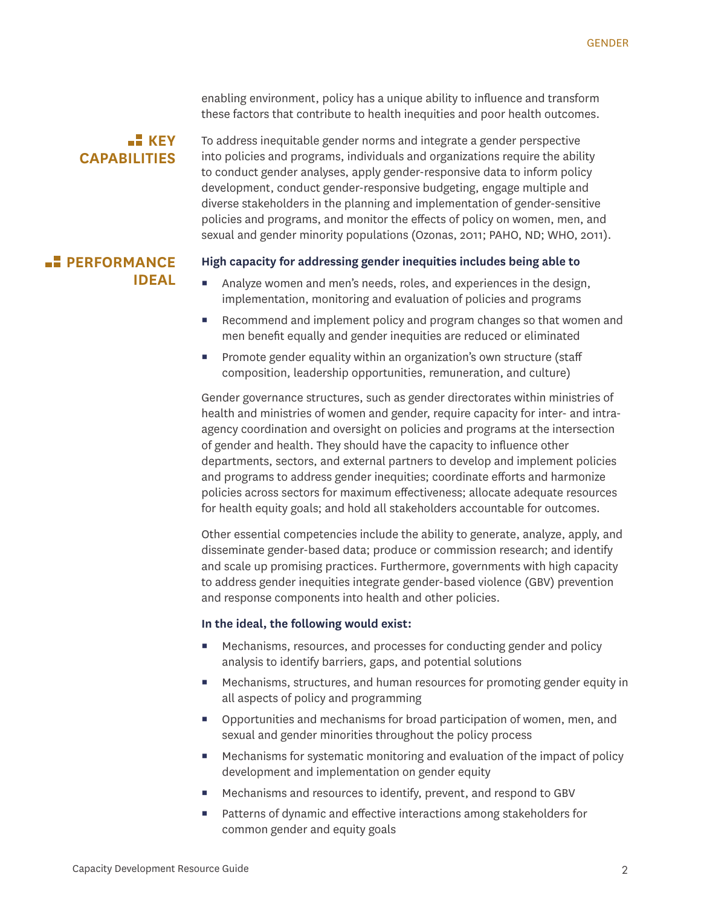enabling environment, policy has a unique ability to influence and transform these factors that contribute to health inequities and poor health outcomes.

## KEY CAPABILITIES

To address inequitable gender norms and integrate a gender perspective into policies and programs, individuals and organizations require the ability to conduct gender analyses, apply gender-responsive data to inform policy development, conduct gender-responsive budgeting, engage multiple and diverse stakeholders in the planning and implementation of gender-sensitive policies and programs, and monitor the effects of policy on women, men, and sexual and gender minority populations (Ozonas, 2011; PAHO, ND; WHO, 2011).

## PERFORMANCE IDEAL

**High capacity for addressing gender inequities includes being able to**

- Analyze women and men's needs, roles, and experiences in the design, implementation, monitoring and evaluation of policies and programs
- Recommend and implement policy and program changes so that women and men benefit equally and gender inequities are reduced or eliminated
- Promote gender equality within an organization's own structure (staff composition, leadership opportunities, remuneration, and culture)

Gender governance structures, such as gender directorates within ministries of health and ministries of women and gender, require capacity for inter- and intra-agency coordination and oversight on policies and programs at the intersection of gender and health. They should have the capacity to influence other departments, sectors, and external partners to develop and implement policies and programs to address gender inequities; coordinate efforts and harmonize policies across sectors for maximum effectiveness; allocate adequate resources for health equity goals; and hold all stakeholders accountable for outcomes.

Other essential competencies include the ability to generate, analyze, apply, and disseminate gender-based data; produce or commission research; and identify and scale up promising practices. Furthermore, governments with high capacity to address gender inequities integrate gender-based violence (GBV) prevention and response components into health and other policies.

**In the ideal, the following would exist:**

- Mechanisms, resources, and processes for conducting gender and policy analysis to identify barriers, gaps, and potential solutions
- Mechanisms, structures, and human resources for promoting gender equity in all aspects of policy and programming
- Opportunities and mechanisms for broad participation of women, men, and sexual and gender minorities throughout the policy process
- Mechanisms for systematic monitoring and evaluation of the impact of policy development and implementation on gender equity
- Mechanisms and resources to identify, prevent, and respond to GBV
- Patterns of dynamic and effective interactions among stakeholders for common gender and equity goals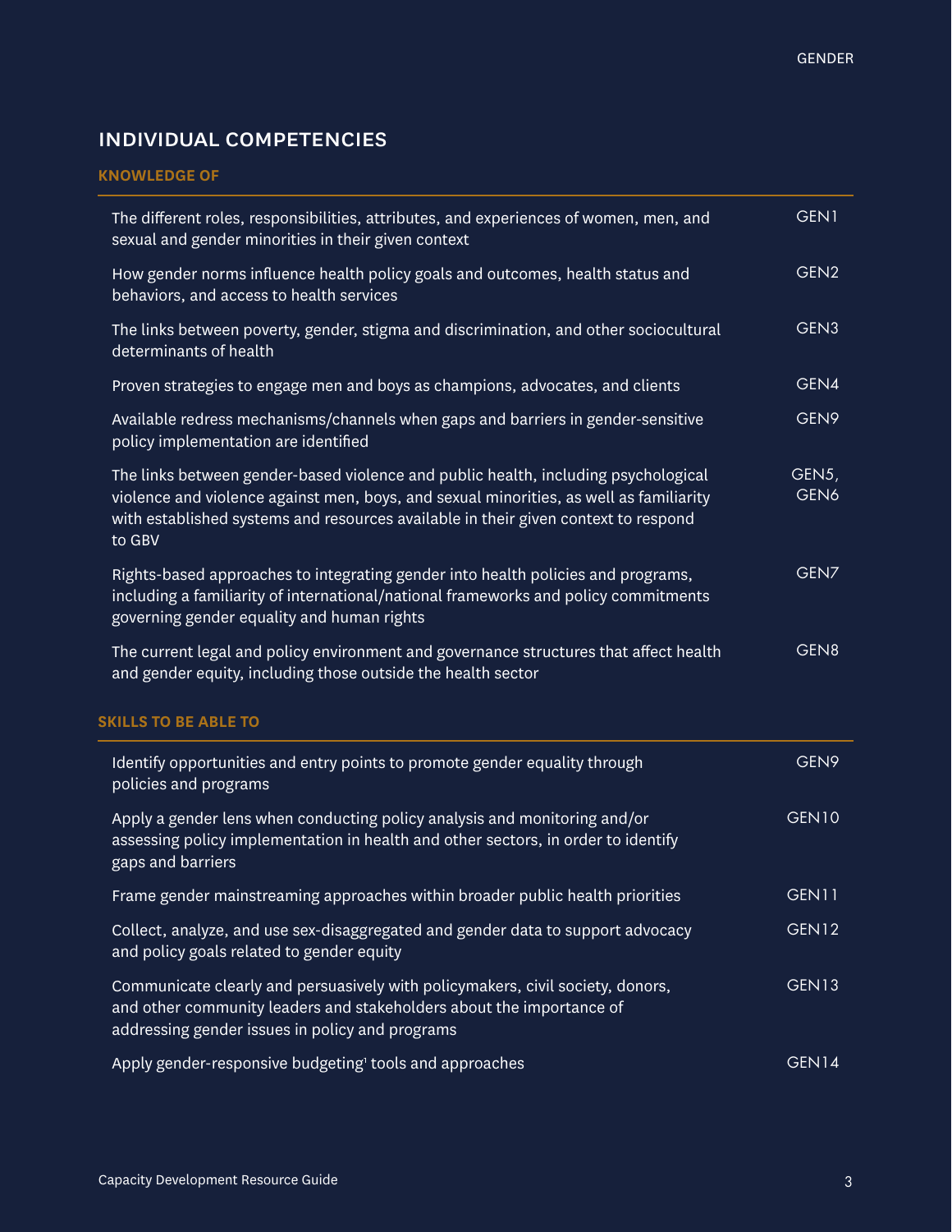## INDIVIDUAL COMPETENCIES

### KNOWLEDGE OF

| | |
|---|---|
| The different roles, responsibilities, attributes, and experiences of women, men, and sexual and gender minorities in their given context | GEN1 |
| How gender norms influence health policy goals and outcomes, health status and behaviors, and access to health services | GEN2 |
| The links between poverty, gender, stigma and discrimination, and other sociocultural determinants of health | GEN3 |
| Proven strategies to engage men and boys as champions, advocates, and clients | GEN4 |
| Available redress mechanisms/channels when gaps and barriers in gender-sensitive policy implementation are identified | GEN9 |
| The links between gender-based violence and public health, including psychological violence and violence against men, boys, and sexual minorities, as well as familiarity with established systems and resources available in their given context to respond to GBV | GEN5, GEN6 |
| Rights-based approaches to integrating gender into health policies and programs, including a familiarity of international/national frameworks and policy commitments governing gender equality and human rights | GEN7 |
| The current legal and policy environment and governance structures that affect health and gender equity, including those outside the health sector | GEN8 |

### SKILLS TO BE ABLE TO

| | |
|---|---|
| Identify opportunities and entry points to promote gender equality through policies and programs | GEN9 |
| Apply a gender lens when conducting policy analysis and monitoring and/or assessing policy implementation in health and other sectors, in order to identify gaps and barriers | GEN10 |
| Frame gender mainstreaming approaches within broader public health priorities | GEN11 |
| Collect, analyze, and use sex-disaggregated and gender data to support advocacy and policy goals related to gender equity | GEN12 |
| Communicate clearly and persuasively with policymakers, civil society, donors, and other community leaders and stakeholders about the importance of addressing gender issues in policy and programs | GEN13 |
| Apply gender-responsive budgeting[1] tools and approaches | GEN14 |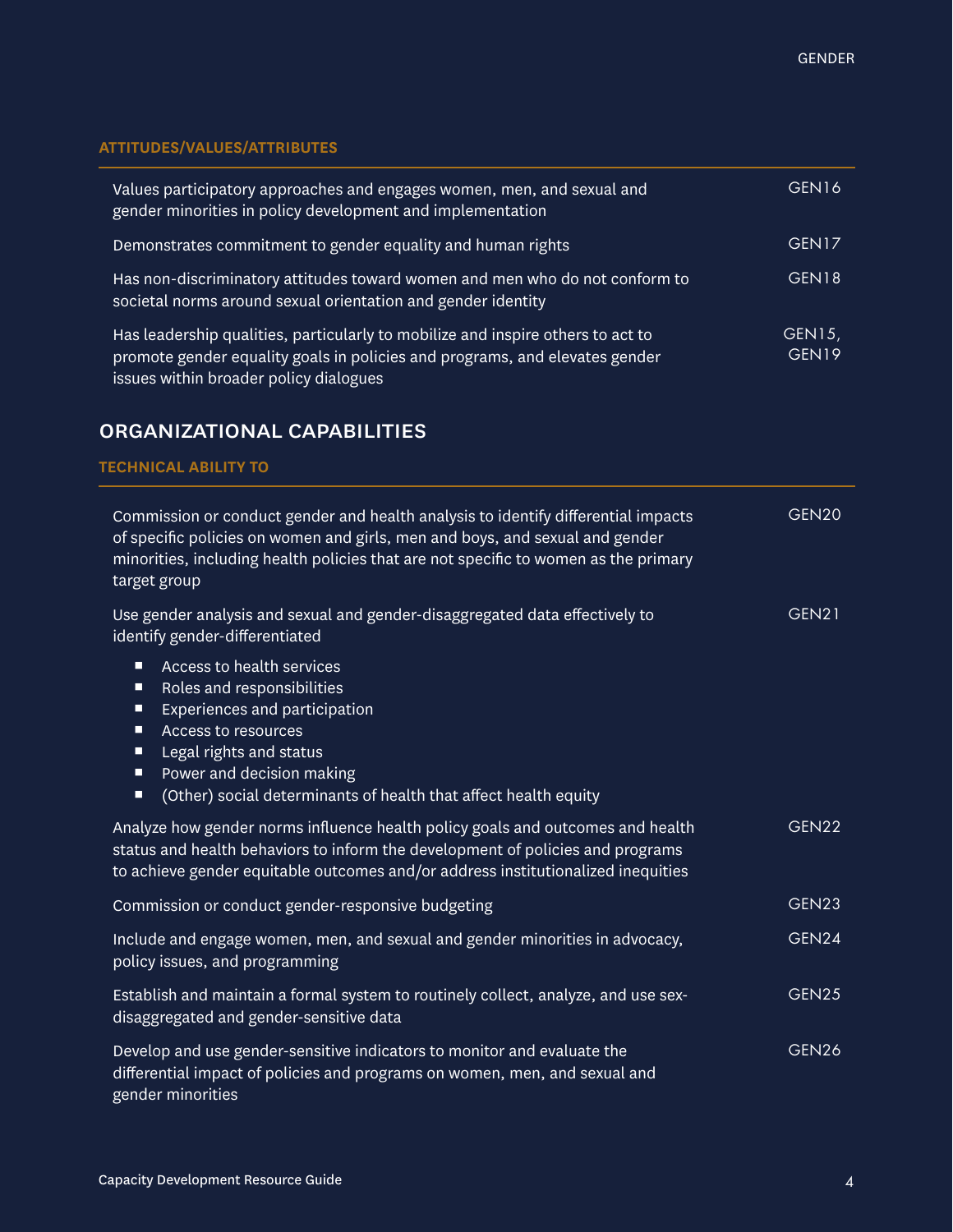#### ATTITUDES/VALUES/ATTRIBUTES

| | |
|---|---|
| Values participatory approaches and engages women, men, and sexual and gender minorities in policy development and implementation | GEN16 |
| Demonstrates commitment to gender equality and human rights | GEN17 |
| Has non-discriminatory attitudes toward women and men who do not conform to societal norms around sexual orientation and gender identity | GEN18 |
| Has leadership qualities, particularly to mobilize and inspire others to act to promote gender equality goals in policies and programs, and elevates gender issues within broader policy dialogues | GEN15, GEN19 |

## ORGANIZATIONAL CAPABILITIES

#### TECHNICAL ABILITY TO

| | |
|---|---|
| Commission or conduct gender and health analysis to identify differential impacts of specific policies on women and girls, men and boys, and sexual and gender minorities, including health policies that are not specific to women as the primary target group | GEN20 |
| Use gender analysis and sexual and gender-disaggregated data effectively to identify gender-differentiated<br>▪ Access to health services<br>▪ Roles and responsibilities<br>▪ Experiences and participation<br>▪ Access to resources<br>▪ Legal rights and status<br>▪ Power and decision making<br>▪ (Other) social determinants of health that affect health equity | GEN21 |
| Analyze how gender norms influence health policy goals and outcomes and health status and health behaviors to inform the development of policies and programs to achieve gender equitable outcomes and/or address institutionalized inequities | GEN22 |
| Commission or conduct gender-responsive budgeting | GEN23 |
| Include and engage women, men, and sexual and gender minorities in advocacy, policy issues, and programming | GEN24 |
| Establish and maintain a formal system to routinely collect, analyze, and use sex-disaggregated and gender-sensitive data | GEN25 |
| Develop and use gender-sensitive indicators to monitor and evaluate the differential impact of policies and programs on women, men, and sexual and gender minorities | GEN26 |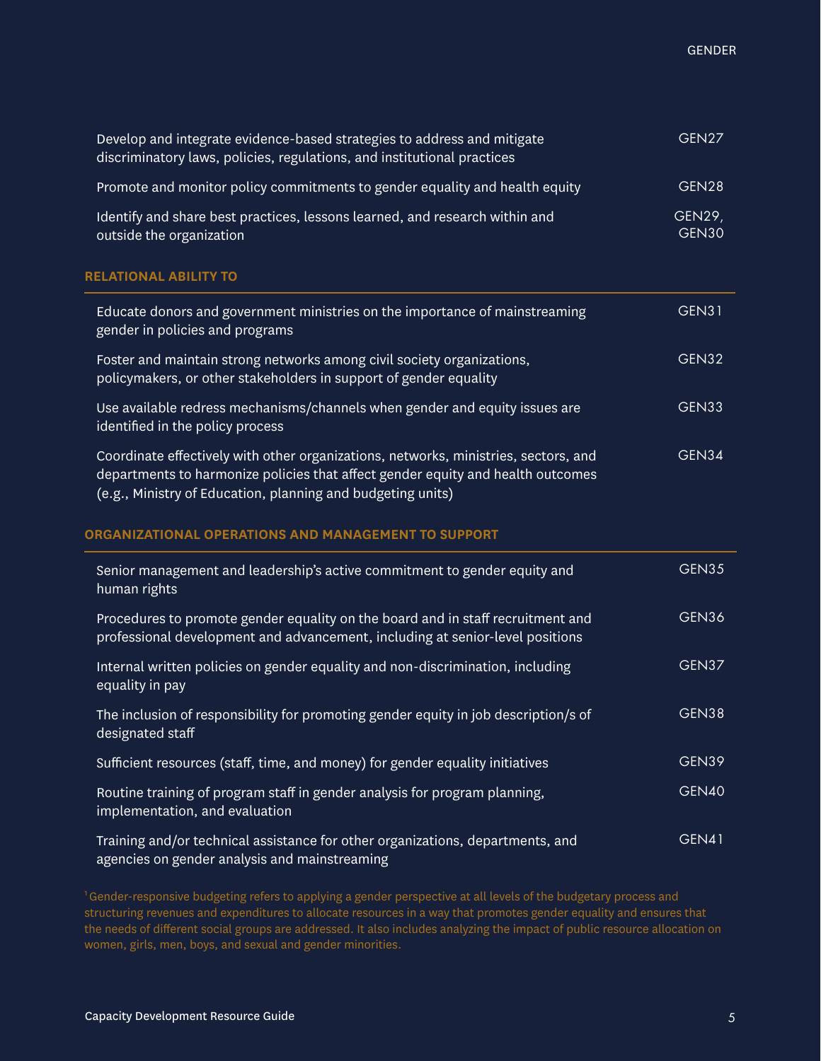| | |
|---|---|
| Develop and integrate evidence-based strategies to address and mitigate discriminatory laws, policies, regulations, and institutional practices | GEN27 |
| Promote and monitor policy commitments to gender equality and health equity | GEN28 |
| Identify and share best practices, lessons learned, and research within and outside the organization | GEN29, GEN30 |

### RELATIONAL ABILITY TO

| | |
|---|---|
| Educate donors and government ministries on the importance of mainstreaming gender in policies and programs | GEN31 |
| Foster and maintain strong networks among civil society organizations, policymakers, or other stakeholders in support of gender equality | GEN32 |
| Use available redress mechanisms/channels when gender and equity issues are identified in the policy process | GEN33 |
| Coordinate effectively with other organizations, networks, ministries, sectors, and departments to harmonize policies that affect gender equity and health outcomes (e.g., Ministry of Education, planning and budgeting units) | GEN34 |

### ORGANIZATIONAL OPERATIONS AND MANAGEMENT TO SUPPORT

| | |
|---|---|
| Senior management and leadership's active commitment to gender equity and human rights | GEN35 |
| Procedures to promote gender equality on the board and in staff recruitment and professional development and advancement, including at senior-level positions | GEN36 |
| Internal written policies on gender equality and non-discrimination, including equality in pay | GEN37 |
| The inclusion of responsibility for promoting gender equity in job description/s of designated staff | GEN38 |
| Sufficient resources (staff, time, and money) for gender equality initiatives | GEN39 |
| Routine training of program staff in gender analysis for program planning, implementation, and evaluation | GEN40 |
| Training and/or technical assistance for other organizations, departments, and agencies on gender analysis and mainstreaming | GEN41 |

[1] Gender-responsive budgeting refers to applying a gender perspective at all levels of the budgetary process and structuring revenues and expenditures to allocate resources in a way that promotes gender equality and ensures that the needs of different social groups are addressed. It also includes analyzing the impact of public resource allocation on women, girls, men, boys, and sexual and gender minorities.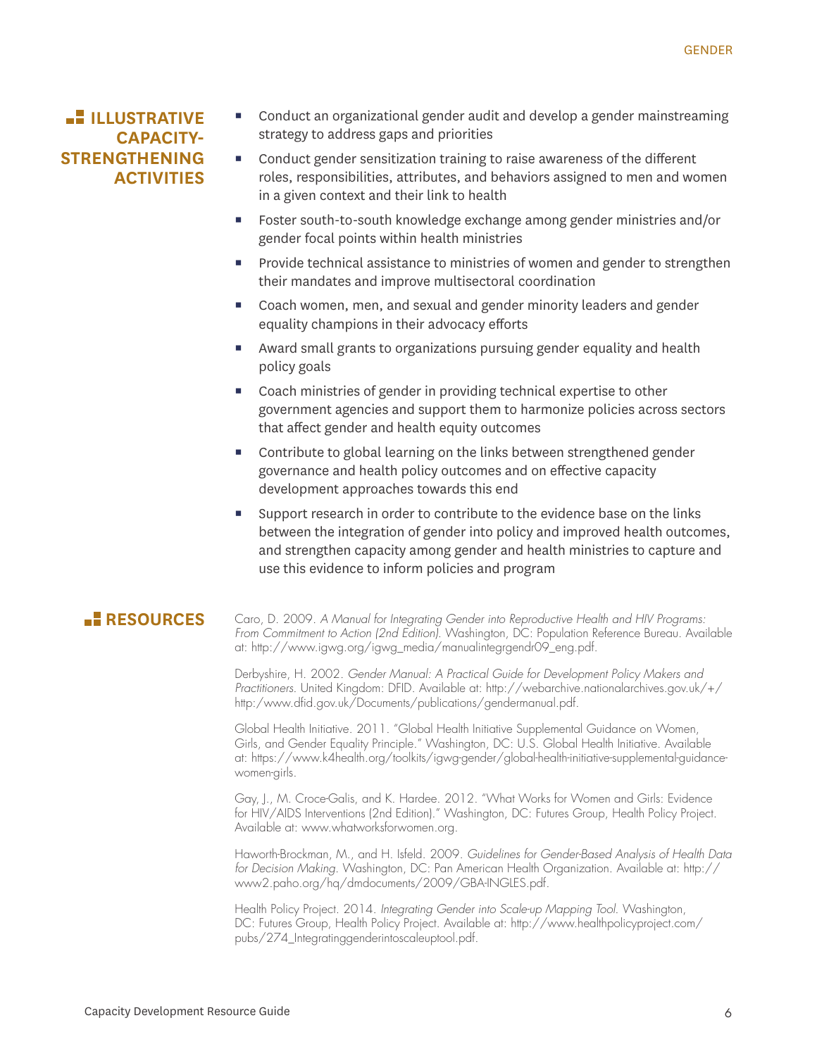## ILLUSTRATIVE CAPACITY-STRENGTHENING ACTIVITIES

- Conduct an organizational gender audit and develop a gender mainstreaming strategy to address gaps and priorities
- Conduct gender sensitization training to raise awareness of the different roles, responsibilities, attributes, and behaviors assigned to men and women in a given context and their link to health
- Foster south-to-south knowledge exchange among gender ministries and/or gender focal points within health ministries
- Provide technical assistance to ministries of women and gender to strengthen their mandates and improve multisectoral coordination
- Coach women, men, and sexual and gender minority leaders and gender equality champions in their advocacy efforts
- Award small grants to organizations pursuing gender equality and health policy goals
- Coach ministries of gender in providing technical expertise to other government agencies and support them to harmonize policies across sectors that affect gender and health equity outcomes
- Contribute to global learning on the links between strengthened gender governance and health policy outcomes and on effective capacity development approaches towards this end
- Support research in order to contribute to the evidence base on the links between the integration of gender into policy and improved health outcomes, and strengthen capacity among gender and health ministries to capture and use this evidence to inform policies and program

## RESOURCES

Caro, D. 2009. *A Manual for Integrating Gender into Reproductive Health and HIV Programs: From Commitment to Action (2nd Edition).* Washington, DC: Population Reference Bureau. Available at: http://www.igwg.org/igwg_media/manualintegrgendr09_eng.pdf.

Derbyshire, H. 2002. *Gender Manual: A Practical Guide for Development Policy Makers and Practitioners.* United Kingdom: DFID. Available at: http://webarchive.nationalarchives.gov.uk/+/http:/www.dfid.gov.uk/Documents/publications/gendermanual.pdf.

Global Health Initiative. 2011. "Global Health Initiative Supplemental Guidance on Women, Girls, and Gender Equality Principle." Washington, DC: U.S. Global Health Initiative. Available at: https://www.k4health.org/toolkits/igwg-gender/global-health-initiative-supplemental-guidance-women-girls.

Gay, J., M. Croce-Galis, and K. Hardee. 2012. "What Works for Women and Girls: Evidence for HIV/AIDS Interventions (2nd Edition)." Washington, DC: Futures Group, Health Policy Project. Available at: www.whatworksforwomen.org.

Haworth-Brockman, M., and H. Isfeld. 2009. *Guidelines for Gender-Based Analysis of Health Data for Decision Making.* Washington, DC: Pan American Health Organization. Available at: http://www2.paho.org/hq/dmdocuments/2009/GBA-INGLES.pdf.

Health Policy Project. 2014. *Integrating Gender into Scale-up Mapping Tool.* Washington, DC: Futures Group, Health Policy Project. Available at: http://www.healthpolicyproject.com/pubs/274_Integratinggenderintoscaleuptool.pdf.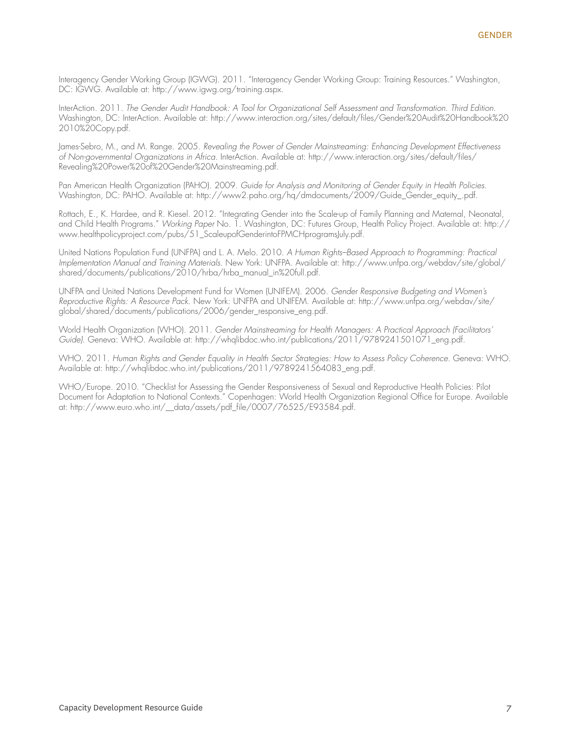Interagency Gender Working Group (IGWG). 2011. "Interagency Gender Working Group: Training Resources." Washington, DC: IGWG. Available at: http://www.igwg.org/training.aspx.

InterAction. 2011. *The Gender Audit Handbook: A Tool for Organizational Self Assessment and Transformation. Third Edition.* Washington, DC: InterAction. Available at: http://www.interaction.org/sites/default/files/Gender%20Audit%20Handbook%202010%20Copy.pdf.

James-Sebro, M., and M. Range. 2005. *Revealing the Power of Gender Mainstreaming: Enhancing Development Effectiveness of Non-governmental Organizations in Africa.* InterAction. Available at: http://www.interaction.org/sites/default/files/Revealing%20Power%20of%20Gender%20Mainstreaming.pdf.

Pan American Health Organization (PAHO). 2009. *Guide for Analysis and Monitoring of Gender Equity in Health Policies.* Washington, DC: PAHO. Available at: http://www2.paho.org/hq/dmdocuments/2009/Guide_Gender_equity_.pdf.

Rottach, E., K. Hardee, and R. Kiesel. 2012. "Integrating Gender into the Scale-up of Family Planning and Maternal, Neonatal, and Child Health Programs." *Working Paper* No. 1. Washington, DC: Futures Group, Health Policy Project. Available at: http://www.healthpolicyproject.com/pubs/51_ScaleupofGenderintoFPMCHprogramsJuly.pdf.

United Nations Population Fund (UNFPA) and L. A. Melo. 2010. *A Human Rights–Based Approach to Programming: Practical Implementation Manual and Training Materials.* New York: UNFPA. Available at: http://www.unfpa.org/webdav/site/global/shared/documents/publications/2010/hrba/hrba_manual_in%20full.pdf.

UNFPA and United Nations Development Fund for Women (UNIFEM). 2006. *Gender Responsive Budgeting and Women's Reproductive Rights: A Resource Pack.* New York: UNFPA and UNIFEM. Available at: http://www.unfpa.org/webdav/site/global/shared/documents/publications/2006/gender_responsive_eng.pdf.

World Health Organization (WHO). 2011. *Gender Mainstreaming for Health Managers: A Practical Approach (Facilitators' Guide).* Geneva: WHO. Available at: http://whqlibdoc.who.int/publications/2011/9789241501071_eng.pdf.

WHO. 2011. *Human Rights and Gender Equality in Health Sector Strategies: How to Assess Policy Coherence.* Geneva: WHO. Available at: http://whqlibdoc.who.int/publications/2011/9789241564083_eng.pdf.

WHO/Europe. 2010. "Checklist for Assessing the Gender Responsiveness of Sexual and Reproductive Health Policies: Pilot Document for Adaptation to National Contexts." Copenhagen: World Health Organization Regional Office for Europe. Available at: http://www.euro.who.int/__data/assets/pdf_file/0007/76525/E93584.pdf.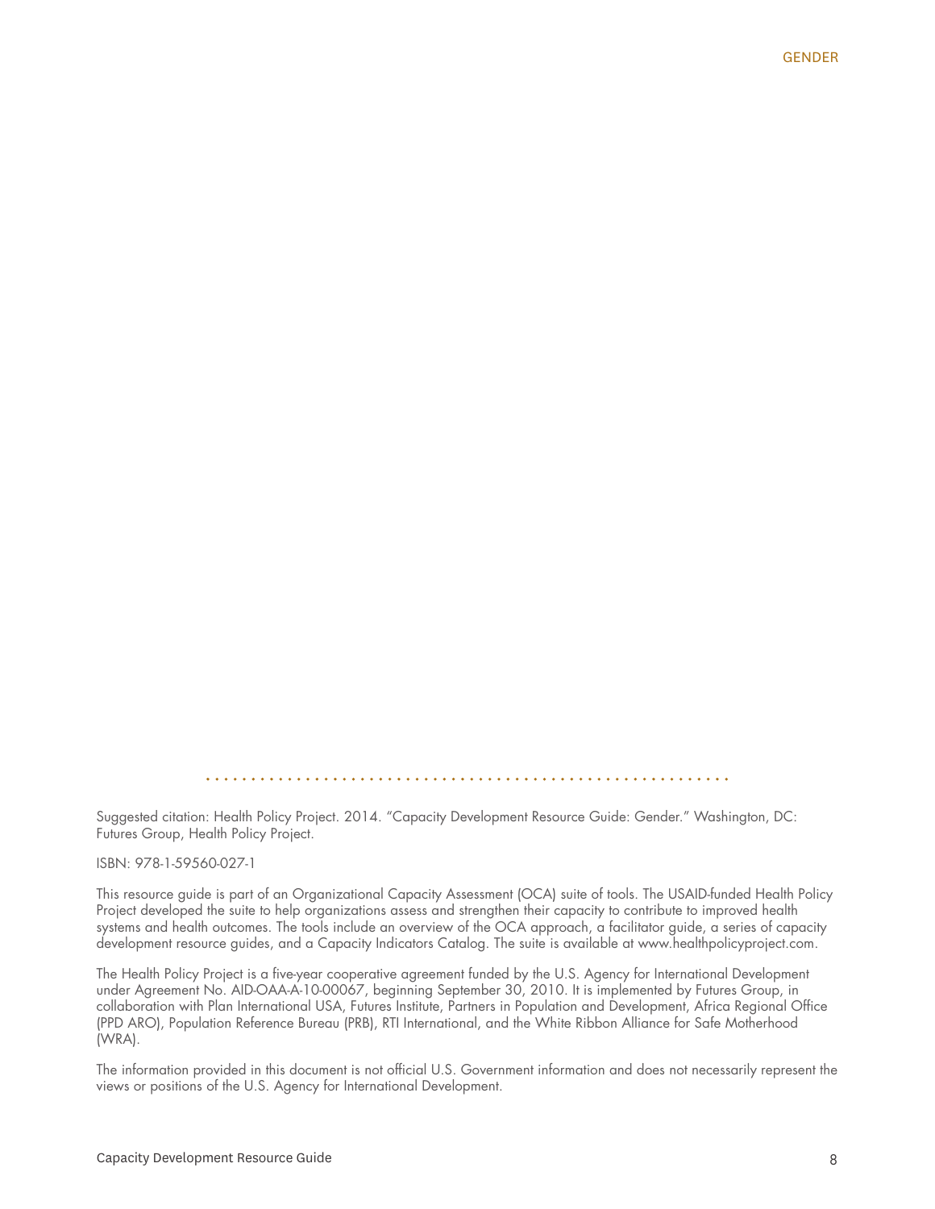Suggested citation: Health Policy Project. 2014. "Capacity Development Resource Guide: Gender." Washington, DC: Futures Group, Health Policy Project.

ISBN: 978-1-59560-027-1

This resource guide is part of an Organizational Capacity Assessment (OCA) suite of tools. The USAID-funded Health Policy Project developed the suite to help organizations assess and strengthen their capacity to contribute to improved health systems and health outcomes. The tools include an overview of the OCA approach, a facilitator guide, a series of capacity development resource guides, and a Capacity Indicators Catalog. The suite is available at www.healthpolicyproject.com.

The Health Policy Project is a five-year cooperative agreement funded by the U.S. Agency for International Development under Agreement No. AID-OAA-A-10-00067, beginning September 30, 2010. It is implemented by Futures Group, in collaboration with Plan International USA, Futures Institute, Partners in Population and Development, Africa Regional Office (PPD ARO), Population Reference Bureau (PRB), RTI International, and the White Ribbon Alliance for Safe Motherhood (WRA).

The information provided in this document is not official U.S. Government information and does not necessarily represent the views or positions of the U.S. Agency for International Development.